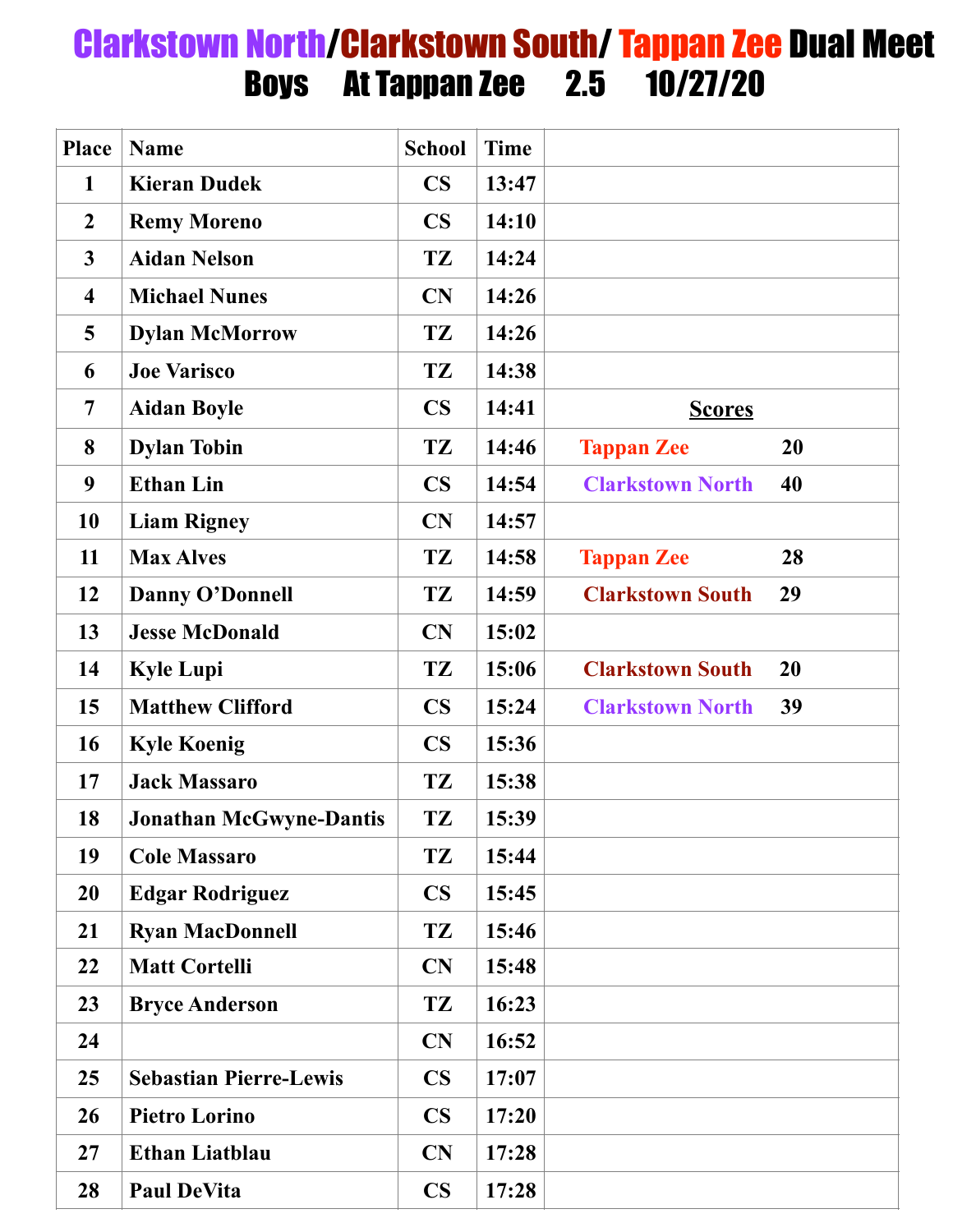# Clarkstown North/Clarkstown South/ Tappan Zee Dual Meet

## Boys At Tappan Zee 2.5 10/27/20

| Place | Name | School | Time | |
|---|---|---|---|---|
| 1 | Kieran Dudek | CS | 13:47 | |
| 2 | Remy Moreno | CS | 14:10 | |
| 3 | Aidan Nelson | TZ | 14:24 | |
| 4 | Michael Nunes | CN | 14:26 | |
| 5 | Dylan McMorrow | TZ | 14:26 | |
| 6 | Joe Varisco | TZ | 14:38 | |
| 7 | Aidan Boyle | CS | 14:41 | **Scores** |
| 8 | Dylan Tobin | TZ | 14:46 | Tappan Zee 20 |
| 9 | Ethan Lin | CS | 14:54 | Clarkstown North 40 |
| 10 | Liam Rigney | CN | 14:57 | |
| 11 | Max Alves | TZ | 14:58 | Tappan Zee 28 |
| 12 | Danny O'Donnell | TZ | 14:59 | Clarkstown South 29 |
| 13 | Jesse McDonald | CN | 15:02 | |
| 14 | Kyle Lupi | TZ | 15:06 | Clarkstown South 20 |
| 15 | Matthew Clifford | CS | 15:24 | Clarkstown North 39 |
| 16 | Kyle Koenig | CS | 15:36 | |
| 17 | Jack Massaro | TZ | 15:38 | |
| 18 | Jonathan McGwyne-Dantis | TZ | 15:39 | |
| 19 | Cole Massaro | TZ | 15:44 | |
| 20 | Edgar Rodriguez | CS | 15:45 | |
| 21 | Ryan MacDonnell | TZ | 15:46 | |
| 22 | Matt Cortelli | CN | 15:48 | |
| 23 | Bryce Anderson | TZ | 16:23 | |
| 24 | | CN | 16:52 | |
| 25 | Sebastian Pierre-Lewis | CS | 17:07 | |
| 26 | Pietro Lorino | CS | 17:20 | |
| 27 | Ethan Liatblau | CN | 17:28 | |
| 28 | Paul DeVita | CS | 17:28 | |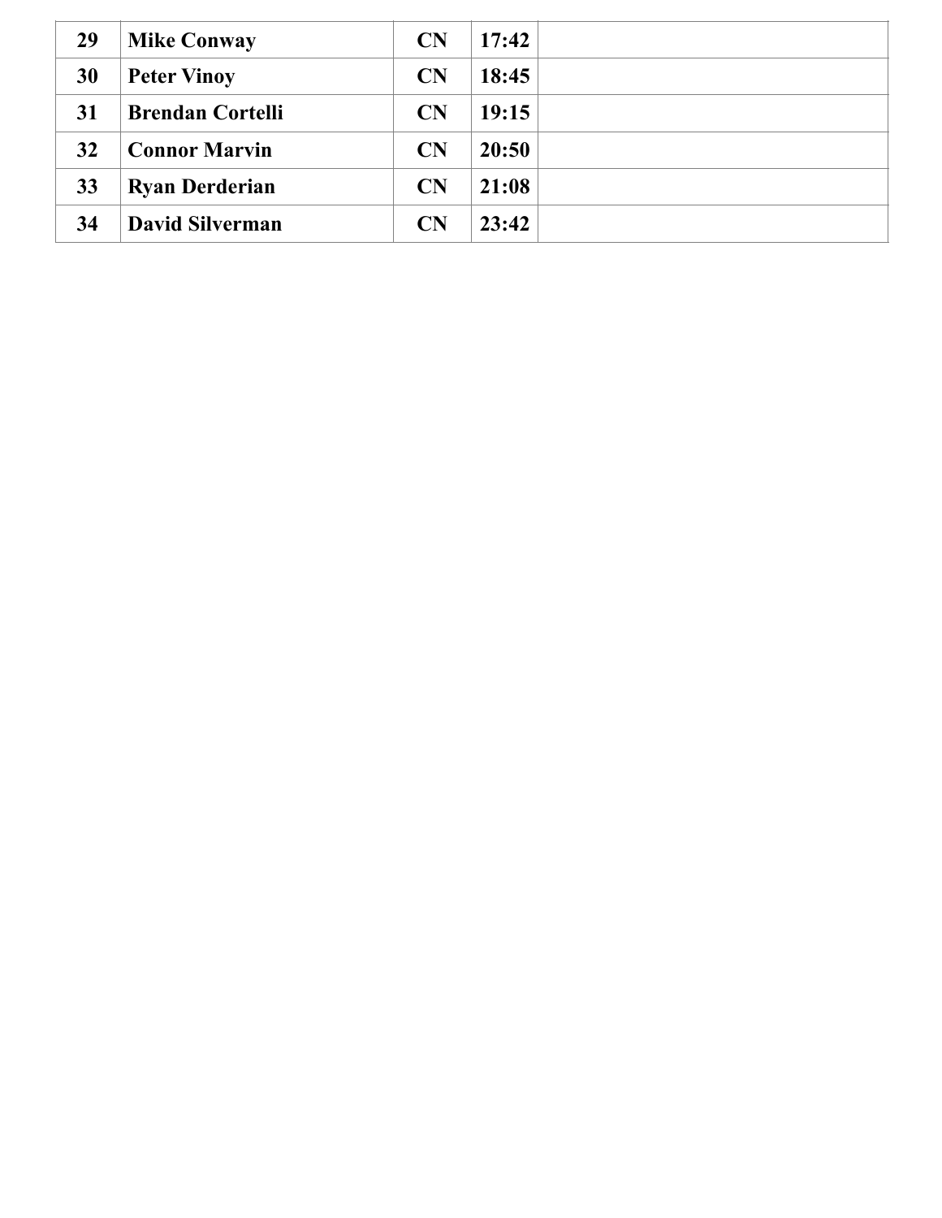| | | | | |
|---|---|---|---|---|
| **29** | **Mike Conway** | **CN** | **17:42** | |
| **30** | **Peter Vinoy** | **CN** | **18:45** | |
| **31** | **Brendan Cortelli** | **CN** | **19:15** | |
| **32** | **Connor Marvin** | **CN** | **20:50** | |
| **33** | **Ryan Derderian** | **CN** | **21:08** | |
| **34** | **David Silverman** | **CN** | **23:42** | |